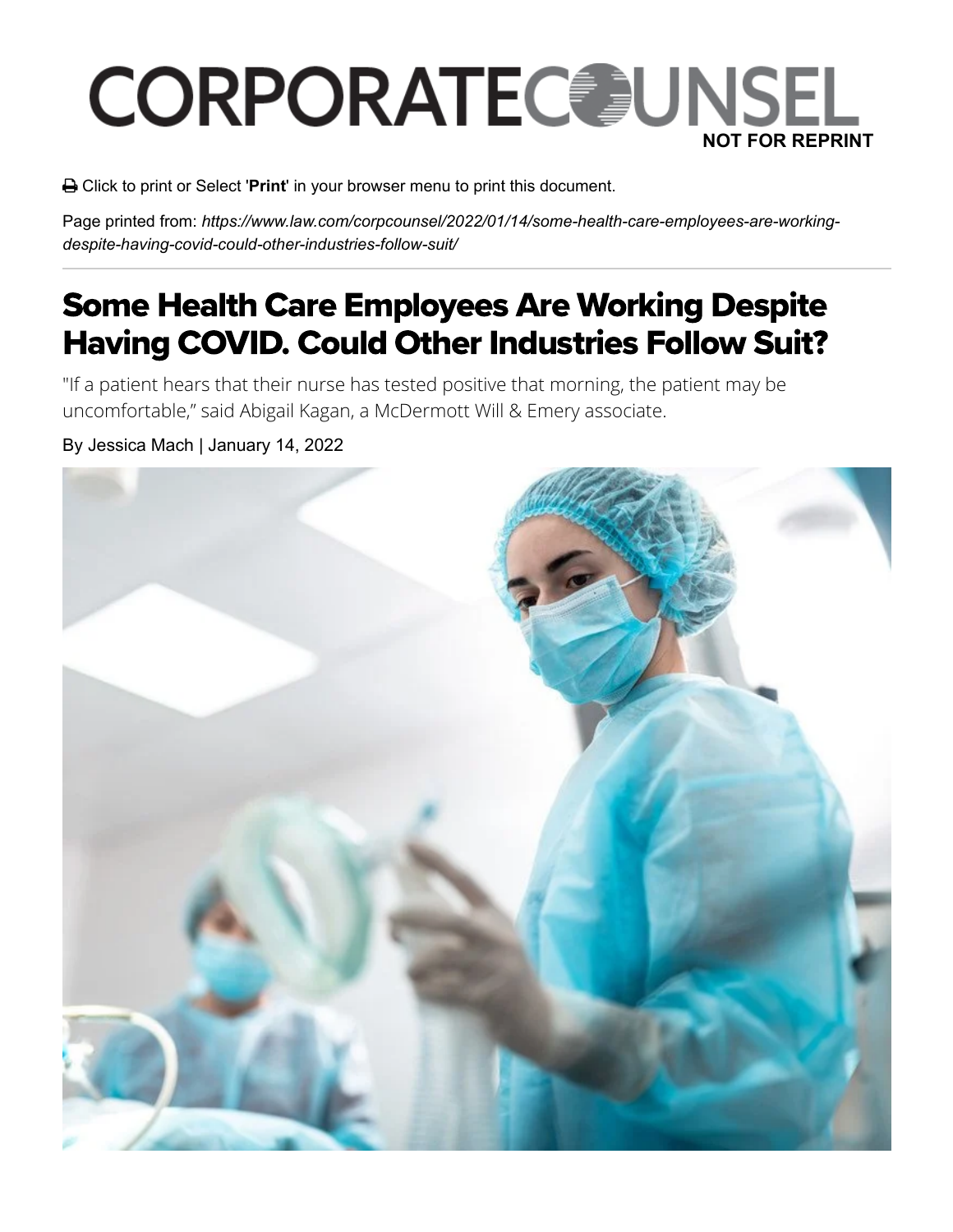CORPORATE COUNSEL

NOT FOR REPRINT

Click to print or Select '**Print**' in your browser menu to print this document.

Page printed from: *https://www.law.com/corpcounsel/2022/01/14/some-health-care-employees-are-working-despite-having-covid-could-other-industries-follow-suit/*

---

# Some Health Care Employees Are Working Despite Having COVID. Could Other Industries Follow Suit?

"If a patient hears that their nurse has tested positive that morning, the patient may be uncomfortable," said Abigail Kagan, a McDermott Will & Emery associate.

By Jessica Mach | January 14, 2022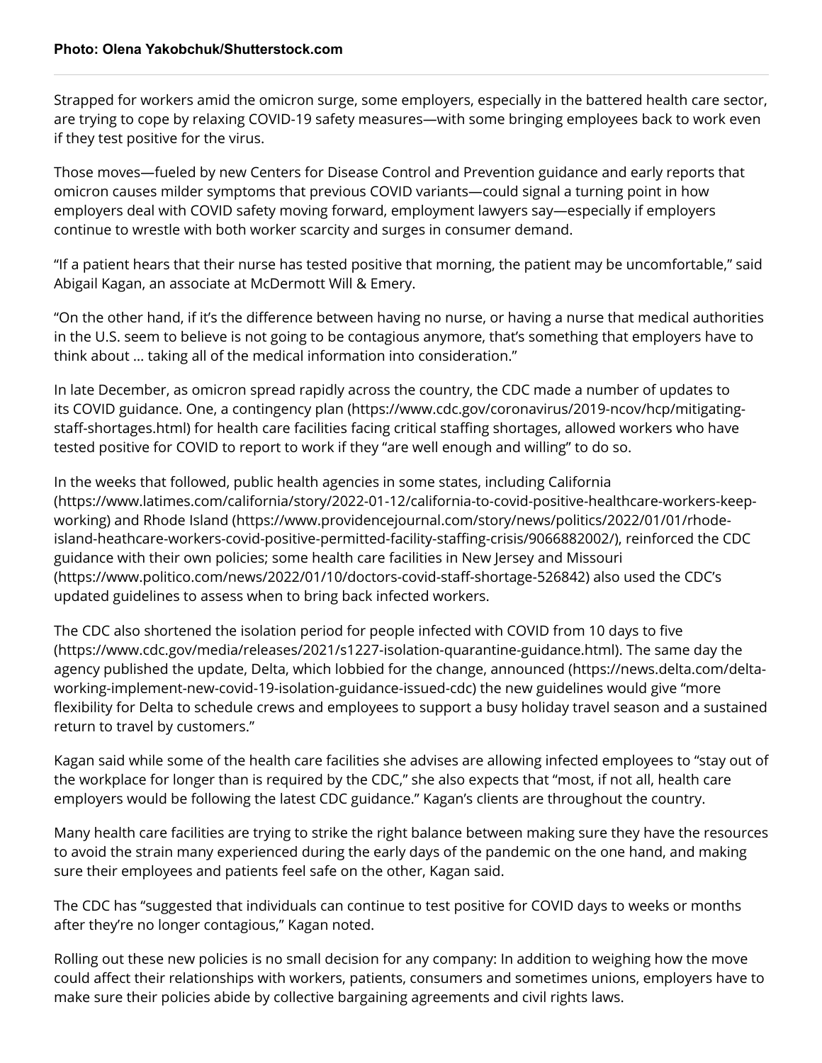**Photo: Olena Yakobchuk/Shutterstock.com**

Strapped for workers amid the omicron surge, some employers, especially in the battered health care sector, are trying to cope by relaxing COVID-19 safety measures—with some bringing employees back to work even if they test positive for the virus.

Those moves—fueled by new Centers for Disease Control and Prevention guidance and early reports that omicron causes milder symptoms that previous COVID variants—could signal a turning point in how employers deal with COVID safety moving forward, employment lawyers say—especially if employers continue to wrestle with both worker scarcity and surges in consumer demand.

"If a patient hears that their nurse has tested positive that morning, the patient may be uncomfortable," said Abigail Kagan, an associate at McDermott Will & Emery.

"On the other hand, if it's the difference between having no nurse, or having a nurse that medical authorities in the U.S. seem to believe is not going to be contagious anymore, that's something that employers have to think about … taking all of the medical information into consideration."

In late December, as omicron spread rapidly across the country, the CDC made a number of updates to its COVID guidance. One, a contingency plan (https://www.cdc.gov/coronavirus/2019-ncov/hcp/mitigating-staff-shortages.html) for health care facilities facing critical staffing shortages, allowed workers who have tested positive for COVID to report to work if they "are well enough and willing" to do so.

In the weeks that followed, public health agencies in some states, including California (https://www.latimes.com/california/story/2022-01-12/california-to-covid-positive-healthcare-workers-keep-working) and Rhode Island (https://www.providencejournal.com/story/news/politics/2022/01/01/rhode-island-heathcare-workers-covid-positive-permitted-facility-staffing-crisis/9066882002/), reinforced the CDC guidance with their own policies; some health care facilities in New Jersey and Missouri (https://www.politico.com/news/2022/01/10/doctors-covid-staff-shortage-526842) also used the CDC's updated guidelines to assess when to bring back infected workers.

The CDC also shortened the isolation period for people infected with COVID from 10 days to five (https://www.cdc.gov/media/releases/2021/s1227-isolation-quarantine-guidance.html). The same day the agency published the update, Delta, which lobbied for the change, announced (https://news.delta.com/delta-working-implement-new-covid-19-isolation-guidance-issued-cdc) the new guidelines would give "more flexibility for Delta to schedule crews and employees to support a busy holiday travel season and a sustained return to travel by customers."

Kagan said while some of the health care facilities she advises are allowing infected employees to "stay out of the workplace for longer than is required by the CDC," she also expects that "most, if not all, health care employers would be following the latest CDC guidance." Kagan's clients are throughout the country.

Many health care facilities are trying to strike the right balance between making sure they have the resources to avoid the strain many experienced during the early days of the pandemic on the one hand, and making sure their employees and patients feel safe on the other, Kagan said.

The CDC has "suggested that individuals can continue to test positive for COVID days to weeks or months after they're no longer contagious," Kagan noted.

Rolling out these new policies is no small decision for any company: In addition to weighing how the move could affect their relationships with workers, patients, consumers and sometimes unions, employers have to make sure their policies abide by collective bargaining agreements and civil rights laws.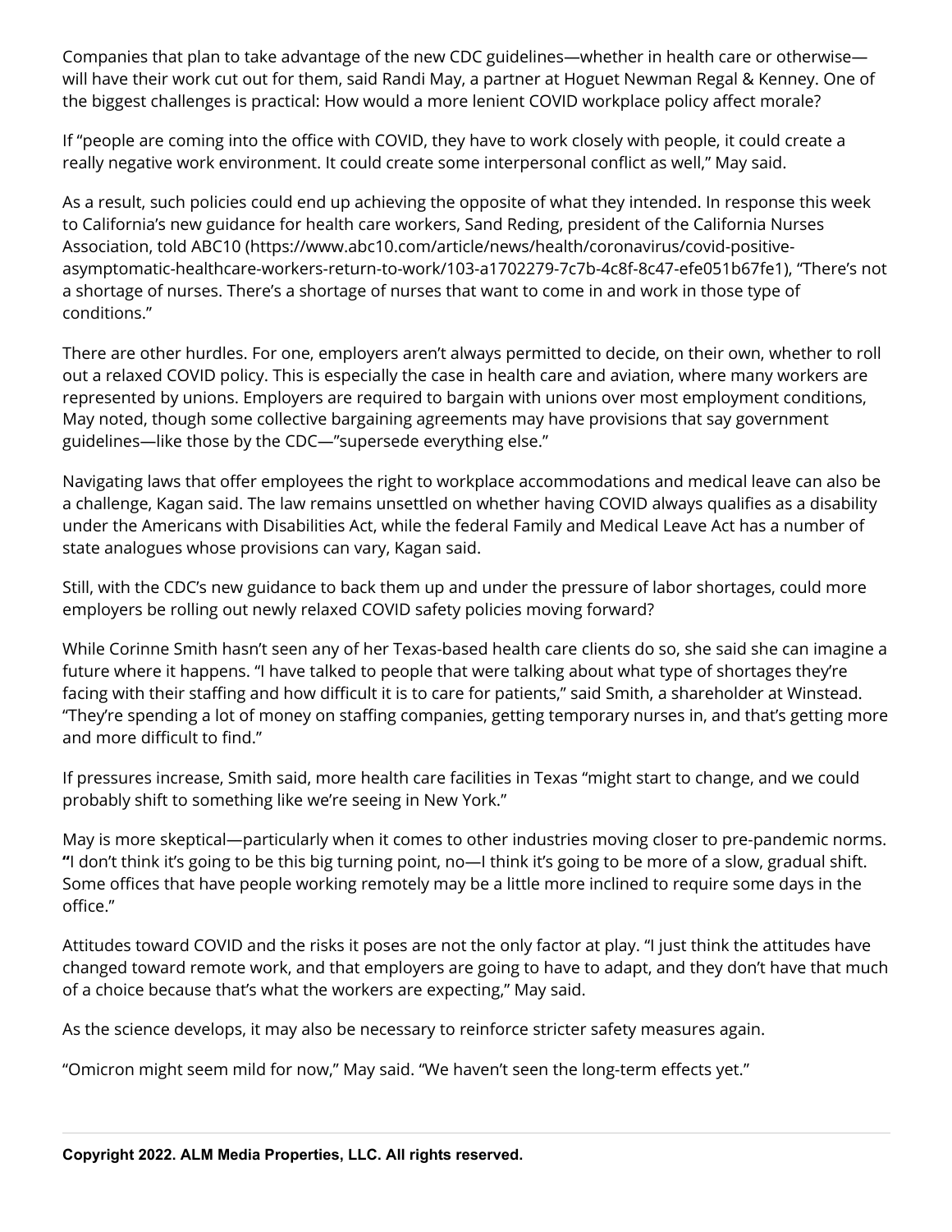Companies that plan to take advantage of the new CDC guidelines—whether in health care or otherwise—will have their work cut out for them, said Randi May, a partner at Hoguet Newman Regal & Kenney. One of the biggest challenges is practical: How would a more lenient COVID workplace policy affect morale?

If "people are coming into the office with COVID, they have to work closely with people, it could create a really negative work environment. It could create some interpersonal conflict as well," May said.

As a result, such policies could end up achieving the opposite of what they intended. In response this week to California's new guidance for health care workers, Sand Reding, president of the California Nurses Association, told ABC10 (https://www.abc10.com/article/news/health/coronavirus/covid-positive-asymptomatic-healthcare-workers-return-to-work/103-a1702279-7c7b-4c8f-8c47-efe051b67fe1), "There's not a shortage of nurses. There's a shortage of nurses that want to come in and work in those type of conditions."

There are other hurdles. For one, employers aren't always permitted to decide, on their own, whether to roll out a relaxed COVID policy. This is especially the case in health care and aviation, where many workers are represented by unions. Employers are required to bargain with unions over most employment conditions, May noted, though some collective bargaining agreements may have provisions that say government guidelines—like those by the CDC—"supersede everything else."

Navigating laws that offer employees the right to workplace accommodations and medical leave can also be a challenge, Kagan said. The law remains unsettled on whether having COVID always qualifies as a disability under the Americans with Disabilities Act, while the federal Family and Medical Leave Act has a number of state analogues whose provisions can vary, Kagan said.

Still, with the CDC's new guidance to back them up and under the pressure of labor shortages, could more employers be rolling out newly relaxed COVID safety policies moving forward?

While Corinne Smith hasn't seen any of her Texas-based health care clients do so, she said she can imagine a future where it happens. "I have talked to people that were talking about what type of shortages they're facing with their staffing and how difficult it is to care for patients," said Smith, a shareholder at Winstead. "They're spending a lot of money on staffing companies, getting temporary nurses in, and that's getting more and more difficult to find."

If pressures increase, Smith said, more health care facilities in Texas "might start to change, and we could probably shift to something like we're seeing in New York."

May is more skeptical—particularly when it comes to other industries moving closer to pre-pandemic norms. **"**I don't think it's going to be this big turning point, no—I think it's going to be more of a slow, gradual shift. Some offices that have people working remotely may be a little more inclined to require some days in the office."

Attitudes toward COVID and the risks it poses are not the only factor at play. "I just think the attitudes have changed toward remote work, and that employers are going to have to adapt, and they don't have that much of a choice because that's what the workers are expecting," May said.

As the science develops, it may also be necessary to reinforce stricter safety measures again.

"Omicron might seem mild for now," May said. "We haven't seen the long-term effects yet."

**Copyright 2022. ALM Media Properties, LLC. All rights reserved.**